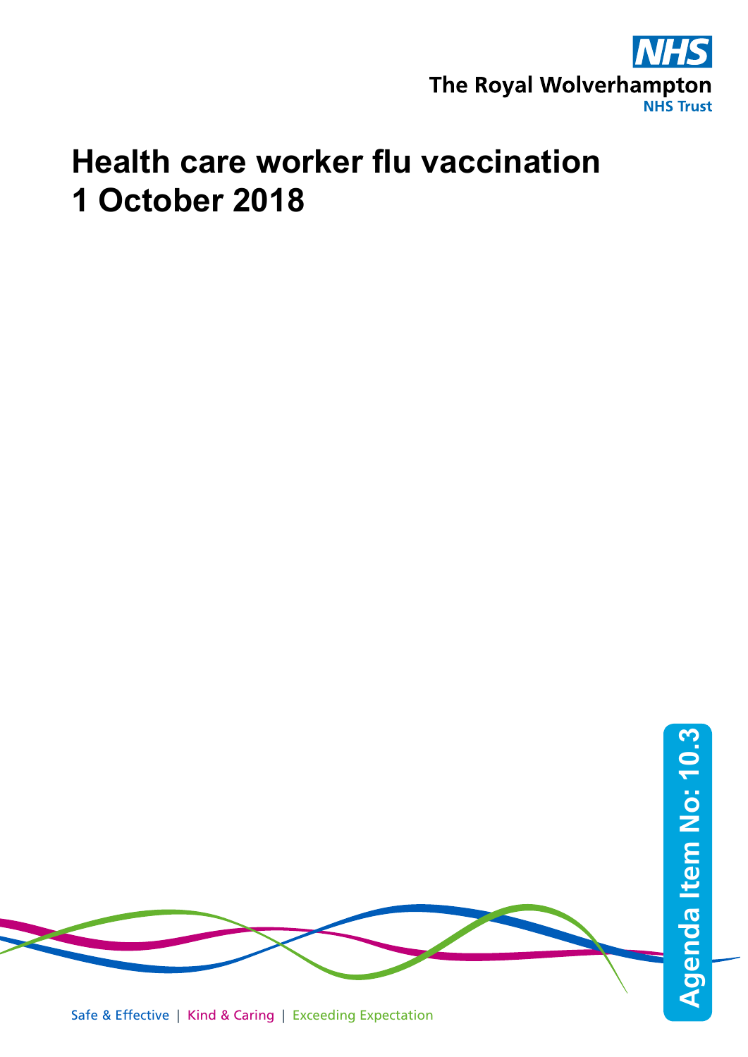The Royal Wolverhampton NHS Trust

# Health care worker flu vaccination 1 October 2018

Agenda Item No: 10.3

Safe & Effective | Kind & Caring | Exceeding Expectation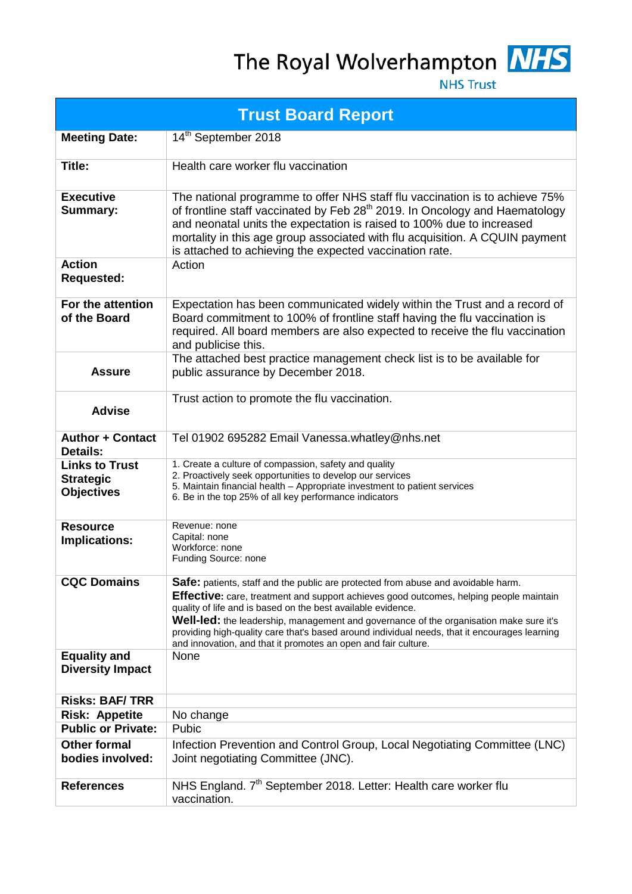The Royal Wolverhampton NHS Trust

| Trust Board Report | |
|---|---|
| **Meeting Date:** | 14th September 2018 |
| **Title:** | Health care worker flu vaccination |
| **Executive Summary:** | The national programme to offer NHS staff flu vaccination is to achieve 75% of frontline staff vaccinated by Feb 28th 2019. In Oncology and Haematology and neonatal units the expectation is raised to 100% due to increased mortality in this age group associated with flu acquisition. A CQUIN payment is attached to achieving the expected vaccination rate. |
| **Action Requested:** | Action |
| **For the attention of the Board** | Expectation has been communicated widely within the Trust and a record of Board commitment to 100% of frontline staff having the flu vaccination is required. All board members are also expected to receive the flu vaccination and publicise this. |
| **Assure** | The attached best practice management check list is to be available for public assurance by December 2018. |
| **Advise** | Trust action to promote the flu vaccination. |
| **Author + Contact Details:** | Tel 01902 695282 Email Vanessa.whatley@nhs.net |
| **Links to Trust Strategic Objectives** | 1. Create a culture of compassion, safety and quality<br>2. Proactively seek opportunities to develop our services<br>5. Maintain financial health – Appropriate investment to patient services<br>6. Be in the top 25% of all key performance indicators |
| **Resource Implications:** | Revenue: none<br>Capital: none<br>Workforce: none<br>Funding Source: none |
| **CQC Domains** | **Safe:** patients, staff and the public are protected from abuse and avoidable harm.<br>**Effective:** care, treatment and support achieves good outcomes, helping people maintain quality of life and is based on the best available evidence.<br>**Well-led:** the leadership, management and governance of the organisation make sure it's providing high-quality care that's based around individual needs, that it encourages learning and innovation, and that it promotes an open and fair culture. |
| **Equality and Diversity Impact** | None |
| **Risks: BAF/ TRR** | |
| **Risk: Appetite** | No change |
| **Public or Private:** | Pubic |
| **Other formal bodies involved:** | Infection Prevention and Control Group, Local Negotiating Committee (LNC) Joint negotiating Committee (JNC). |
| **References** | NHS England. 7th September 2018. Letter: Health care worker flu vaccination. |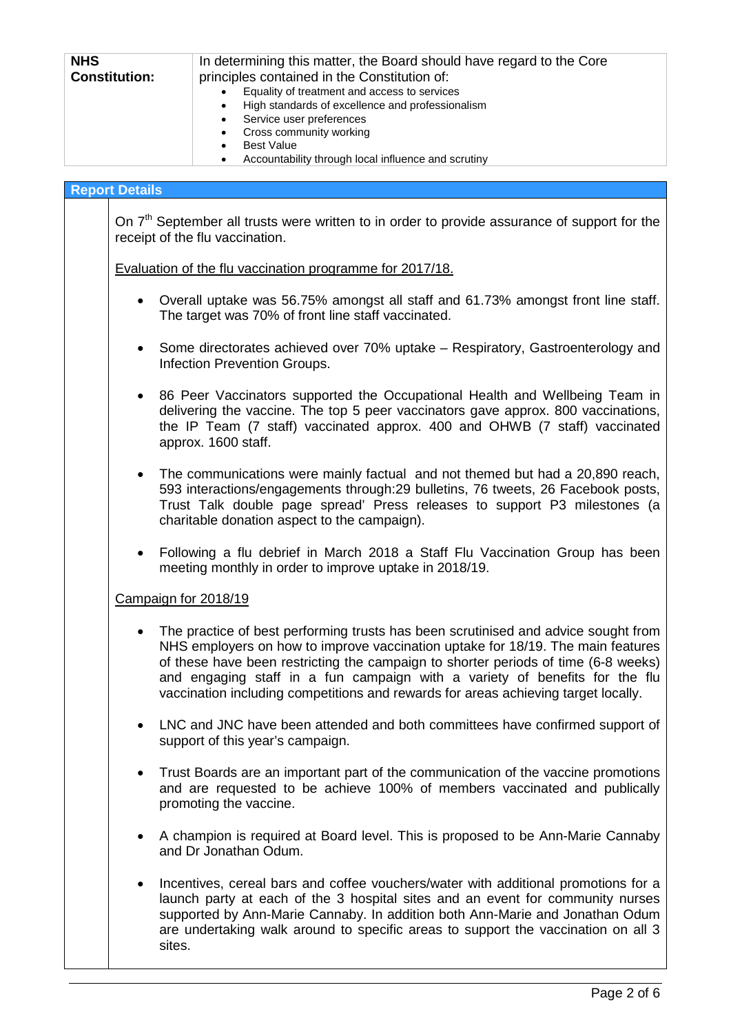| **NHS Constitution:** | In determining this matter, the Board should have regard to the Core principles contained in the Constitution of:<br>• Equality of treatment and access to services<br>• High standards of excellence and professionalism<br>• Service user preferences<br>• Cross community working<br>• Best Value<br>• Accountability through local influence and scrutiny |
|---|---|

## Report Details

On 7th September all trusts were written to in order to provide assurance of support for the receipt of the flu vaccination.

Evaluation of the flu vaccination programme for 2017/18.

- Overall uptake was 56.75% amongst all staff and 61.73% amongst front line staff. The target was 70% of front line staff vaccinated.
- Some directorates achieved over 70% uptake – Respiratory, Gastroenterology and Infection Prevention Groups.
- 86 Peer Vaccinators supported the Occupational Health and Wellbeing Team in delivering the vaccine. The top 5 peer vaccinators gave approx. 800 vaccinations, the IP Team (7 staff) vaccinated approx. 400 and OHWB (7 staff) vaccinated approx. 1600 staff.
- The communications were mainly factual and not themed but had a 20,890 reach, 593 interactions/engagements through:29 bulletins, 76 tweets, 26 Facebook posts, Trust Talk double page spread' Press releases to support P3 milestones (a charitable donation aspect to the campaign).
- Following a flu debrief in March 2018 a Staff Flu Vaccination Group has been meeting monthly in order to improve uptake in 2018/19.

Campaign for 2018/19

- The practice of best performing trusts has been scrutinised and advice sought from NHS employers on how to improve vaccination uptake for 18/19. The main features of these have been restricting the campaign to shorter periods of time (6-8 weeks) and engaging staff in a fun campaign with a variety of benefits for the flu vaccination including competitions and rewards for areas achieving target locally.
- LNC and JNC have been attended and both committees have confirmed support of support of this year's campaign.
- Trust Boards are an important part of the communication of the vaccine promotions and are requested to be achieve 100% of members vaccinated and publically promoting the vaccine.
- A champion is required at Board level. This is proposed to be Ann-Marie Cannaby and Dr Jonathan Odum.
- Incentives, cereal bars and coffee vouchers/water with additional promotions for a launch party at each of the 3 hospital sites and an event for community nurses supported by Ann-Marie Cannaby. In addition both Ann-Marie and Jonathan Odum are undertaking walk around to specific areas to support the vaccination on all 3 sites.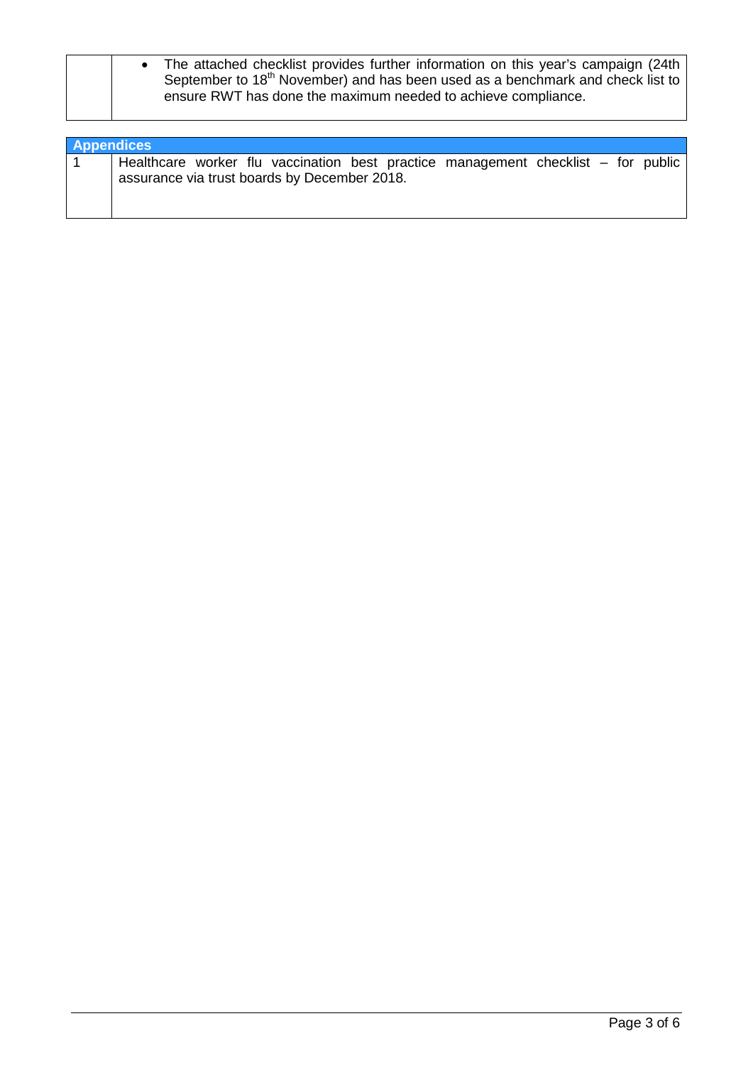| | |
|---|---|
| | • The attached checklist provides further information on this year's campaign (24th September to 18th November) and has been used as a benchmark and check list to ensure RWT has done the maximum needed to achieve compliance. |

| **Appendices** | |
|---|---|
| 1 | Healthcare worker flu vaccination best practice management checklist – for public assurance via trust boards by December 2018. |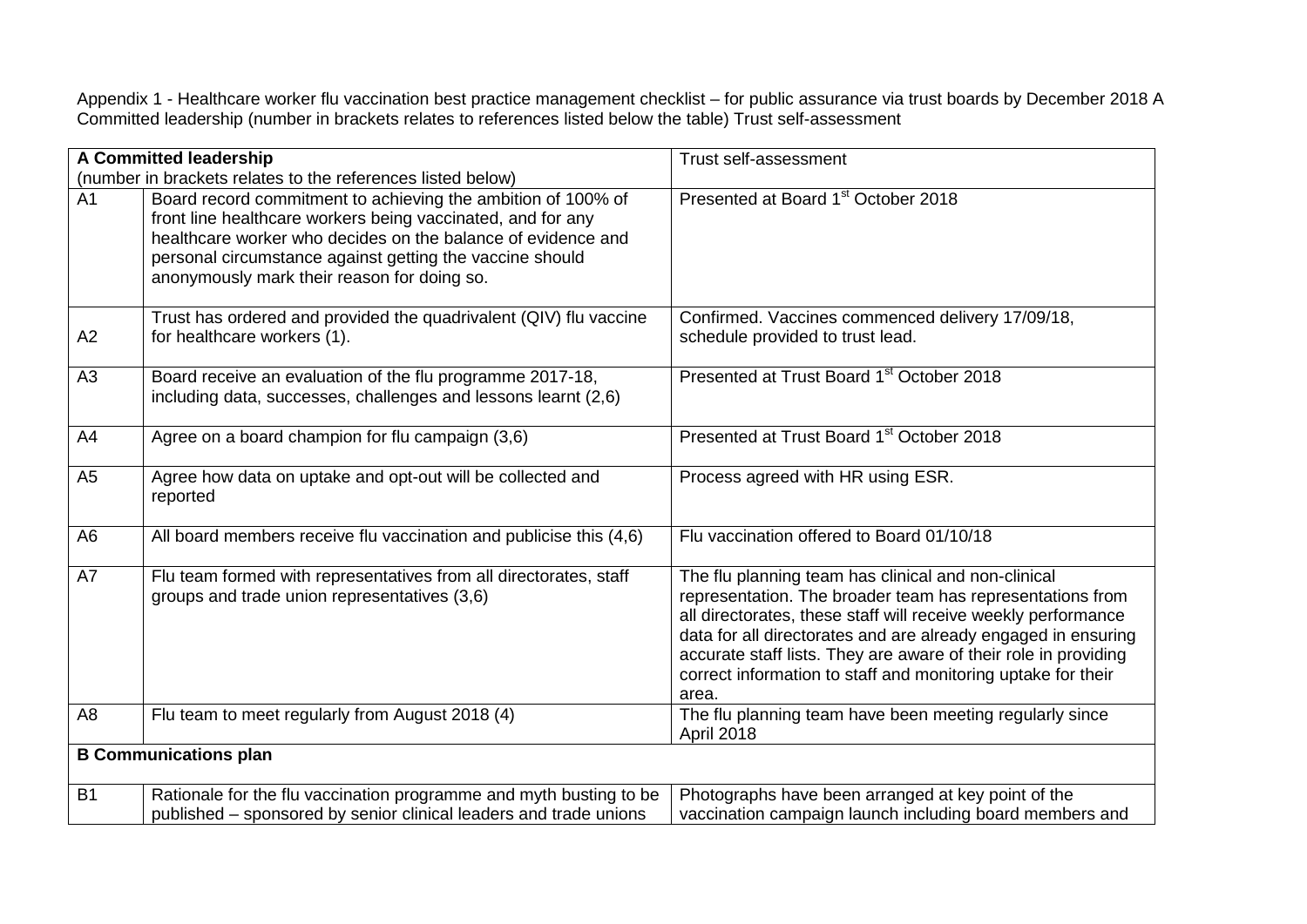Appendix 1 - Healthcare worker flu vaccination best practice management checklist – for public assurance via trust boards by December 2018 A Committed leadership (number in brackets relates to references listed below the table) Trust self-assessment

| **A Committed leadership** (number in brackets relates to the references listed below) | | Trust self-assessment |
|---|---|---|
| A1 | Board record commitment to achieving the ambition of 100% of front line healthcare workers being vaccinated, and for any healthcare worker who decides on the balance of evidence and personal circumstance against getting the vaccine should anonymously mark their reason for doing so. | Presented at Board 1st October 2018 |
| A2 | Trust has ordered and provided the quadrivalent (QIV) flu vaccine for healthcare workers (1). | Confirmed. Vaccines commenced delivery 17/09/18, schedule provided to trust lead. |
| A3 | Board receive an evaluation of the flu programme 2017-18, including data, successes, challenges and lessons learnt (2,6) | Presented at Trust Board 1st October 2018 |
| A4 | Agree on a board champion for flu campaign (3,6) | Presented at Trust Board 1st October 2018 |
| A5 | Agree how data on uptake and opt-out will be collected and reported | Process agreed with HR using ESR. |
| A6 | All board members receive flu vaccination and publicise this (4,6) | Flu vaccination offered to Board 01/10/18 |
| A7 | Flu team formed with representatives from all directorates, staff groups and trade union representatives (3,6) | The flu planning team has clinical and non-clinical representation. The broader team has representations from all directorates, these staff will receive weekly performance data for all directorates and are already engaged in ensuring accurate staff lists. They are aware of their role in providing correct information to staff and monitoring uptake for their area. |
| A8 | Flu team to meet regularly from August 2018 (4) | The flu planning team have been meeting regularly since April 2018 |
| **B Communications plan** | | |
| B1 | Rationale for the flu vaccination programme and myth busting to be published – sponsored by senior clinical leaders and trade unions | Photographs have been arranged at key point of the vaccination campaign launch including board members and |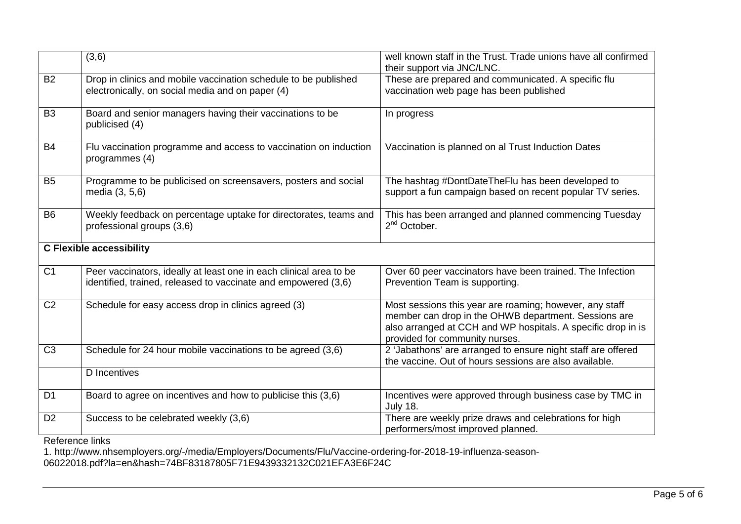| | | |
|---|---|---|
| | (3,6) | well known staff in the Trust. Trade unions have all confirmed their support via JNC/LNC. |
| B2 | Drop in clinics and mobile vaccination schedule to be published electronically, on social media and on paper (4) | These are prepared and communicated. A specific flu vaccination web page has been published |
| B3 | Board and senior managers having their vaccinations to be publicised (4) | In progress |
| B4 | Flu vaccination programme and access to vaccination on induction programmes (4) | Vaccination is planned on al Trust Induction Dates |
| B5 | Programme to be publicised on screensavers, posters and social media (3, 5,6) | The hashtag #DontDateTheFlu has been developed to support a fun campaign based on recent popular TV series. |
| B6 | Weekly feedback on percentage uptake for directorates, teams and professional groups (3,6) | This has been arranged and planned commencing Tuesday 2nd October. |
| **C Flexible accessibility** | | |
| C1 | Peer vaccinators, ideally at least one in each clinical area to be identified, trained, released to vaccinate and empowered (3,6) | Over 60 peer vaccinators have been trained. The Infection Prevention Team is supporting. |
| C2 | Schedule for easy access drop in clinics agreed (3) | Most sessions this year are roaming; however, any staff member can drop in the OHWB department. Sessions are also arranged at CCH and WP hospitals. A specific drop in is provided for community nurses. |
| C3 | Schedule for 24 hour mobile vaccinations to be agreed (3,6) | 2 'Jabathons' are arranged to ensure night staff are offered the vaccine. Out of hours sessions are also available. |
| | D Incentives | |
| D1 | Board to agree on incentives and how to publicise this (3,6) | Incentives were approved through business case by TMC in July 18. |
| D2 | Success to be celebrated weekly (3,6) | There are weekly prize draws and celebrations for high performers/most improved planned. |

Reference links

1. http://www.nhsemployers.org/-/media/Employers/Documents/Flu/Vaccine-ordering-for-2018-19-influenza-season-06022018.pdf?la=en&hash=74BF83187805F71E9439332132C021EFA3E6F24C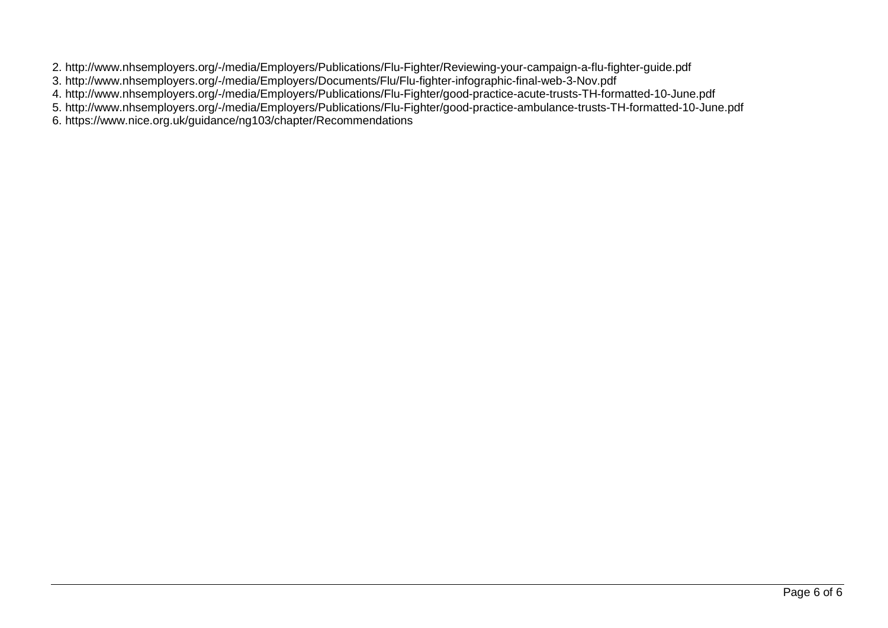2. http://www.nhsemployers.org/-/media/Employers/Publications/Flu-Fighter/Reviewing-your-campaign-a-flu-fighter-guide.pdf
3. http://www.nhsemployers.org/-/media/Employers/Documents/Flu/Flu-fighter-infographic-final-web-3-Nov.pdf
4. http://www.nhsemployers.org/-/media/Employers/Publications/Flu-Fighter/good-practice-acute-trusts-TH-formatted-10-June.pdf
5. http://www.nhsemployers.org/-/media/Employers/Publications/Flu-Fighter/good-practice-ambulance-trusts-TH-formatted-10-June.pdf
6. https://www.nice.org.uk/guidance/ng103/chapter/Recommendations